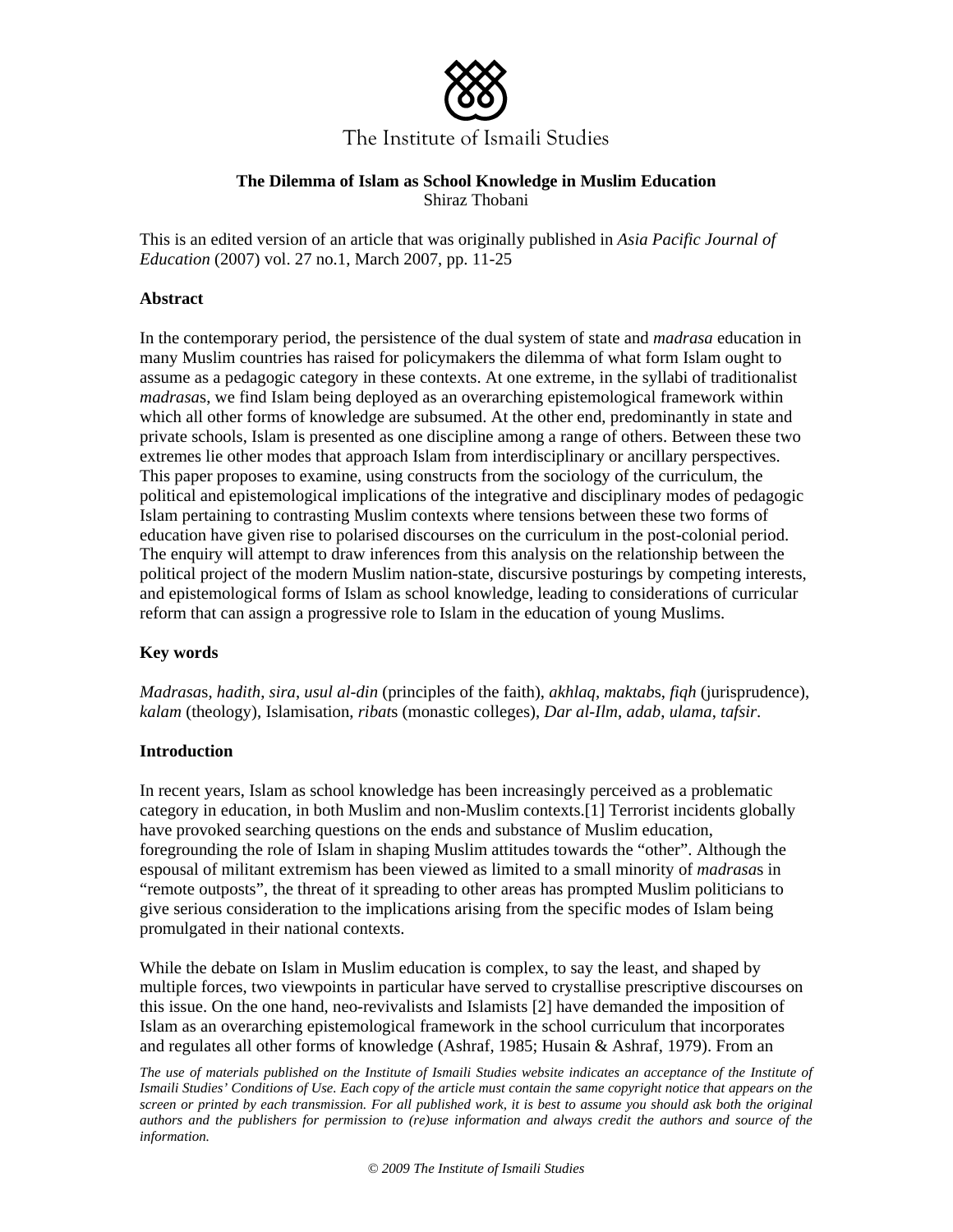The Institute of Ismaili Studies

**The Dilemma of Islam as School Knowledge in Muslim Education**
Shiraz Thobani

This is an edited version of an article that was originally published in *Asia Pacific Journal of Education* (2007) vol. 27 no.1, March 2007, pp. 11-25

## Abstract

In the contemporary period, the persistence of the dual system of state and *madrasa* education in many Muslim countries has raised for policymakers the dilemma of what form Islam ought to assume as a pedagogic category in these contexts. At one extreme, in the syllabi of traditionalist *madrasa*s, we find Islam being deployed as an overarching epistemological framework within which all other forms of knowledge are subsumed. At the other end, predominantly in state and private schools, Islam is presented as one discipline among a range of others. Between these two extremes lie other modes that approach Islam from interdisciplinary or ancillary perspectives. This paper proposes to examine, using constructs from the sociology of the curriculum, the political and epistemological implications of the integrative and disciplinary modes of pedagogic Islam pertaining to contrasting Muslim contexts where tensions between these two forms of education have given rise to polarised discourses on the curriculum in the post-colonial period. The enquiry will attempt to draw inferences from this analysis on the relationship between the political project of the modern Muslim nation-state, discursive posturings by competing interests, and epistemological forms of Islam as school knowledge, leading to considerations of curricular reform that can assign a progressive role to Islam in the education of young Muslims.

## Key words

*Madrasa*s, *hadith*, *sira*, *usul al-din* (principles of the faith), *akhlaq*, *maktab*s, *fiqh* (jurisprudence), *kalam* (theology), Islamisation, *ribat*s (monastic colleges), *Dar al-Ilm*, *adab*, *ulama*, *tafsir*.

## Introduction

In recent years, Islam as school knowledge has been increasingly perceived as a problematic category in education, in both Muslim and non-Muslim contexts.[1] Terrorist incidents globally have provoked searching questions on the ends and substance of Muslim education, foregrounding the role of Islam in shaping Muslim attitudes towards the "other". Although the espousal of militant extremism has been viewed as limited to a small minority of *madrasa*s in "remote outposts", the threat of it spreading to other areas has prompted Muslim politicians to give serious consideration to the implications arising from the specific modes of Islam being promulgated in their national contexts.

While the debate on Islam in Muslim education is complex, to say the least, and shaped by multiple forces, two viewpoints in particular have served to crystallise prescriptive discourses on this issue. On the one hand, neo-revivalists and Islamists [2] have demanded the imposition of Islam as an overarching epistemological framework in the school curriculum that incorporates and regulates all other forms of knowledge (Ashraf, 1985; Husain & Ashraf, 1979). From an

*The use of materials published on the Institute of Ismaili Studies website indicates an acceptance of the Institute of Ismaili Studies' Conditions of Use. Each copy of the article must contain the same copyright notice that appears on the screen or printed by each transmission. For all published work, it is best to assume you should ask both the original authors and the publishers for permission to (re)use information and always credit the authors and source of the information.*

*© 2009 The Institute of Ismaili Studies*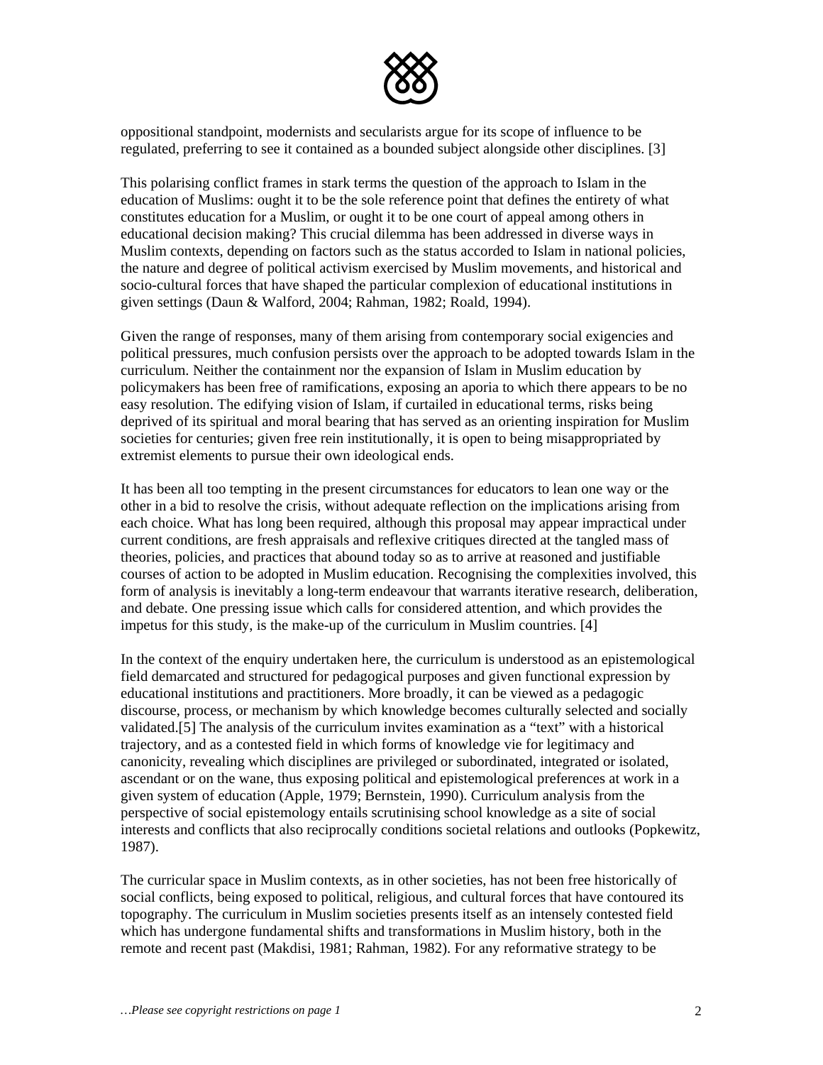oppositional standpoint, modernists and secularists argue for its scope of influence to be regulated, preferring to see it contained as a bounded subject alongside other disciplines. [3]

This polarising conflict frames in stark terms the question of the approach to Islam in the education of Muslims: ought it to be the sole reference point that defines the entirety of what constitutes education for a Muslim, or ought it to be one court of appeal among others in educational decision making? This crucial dilemma has been addressed in diverse ways in Muslim contexts, depending on factors such as the status accorded to Islam in national policies, the nature and degree of political activism exercised by Muslim movements, and historical and socio-cultural forces that have shaped the particular complexion of educational institutions in given settings (Daun & Walford, 2004; Rahman, 1982; Roald, 1994).

Given the range of responses, many of them arising from contemporary social exigencies and political pressures, much confusion persists over the approach to be adopted towards Islam in the curriculum. Neither the containment nor the expansion of Islam in Muslim education by policymakers has been free of ramifications, exposing an aporia to which there appears to be no easy resolution. The edifying vision of Islam, if curtailed in educational terms, risks being deprived of its spiritual and moral bearing that has served as an orienting inspiration for Muslim societies for centuries; given free rein institutionally, it is open to being misappropriated by extremist elements to pursue their own ideological ends.

It has been all too tempting in the present circumstances for educators to lean one way or the other in a bid to resolve the crisis, without adequate reflection on the implications arising from each choice. What has long been required, although this proposal may appear impractical under current conditions, are fresh appraisals and reflexive critiques directed at the tangled mass of theories, policies, and practices that abound today so as to arrive at reasoned and justifiable courses of action to be adopted in Muslim education. Recognising the complexities involved, this form of analysis is inevitably a long-term endeavour that warrants iterative research, deliberation, and debate. One pressing issue which calls for considered attention, and which provides the impetus for this study, is the make-up of the curriculum in Muslim countries. [4]

In the context of the enquiry undertaken here, the curriculum is understood as an epistemological field demarcated and structured for pedagogical purposes and given functional expression by educational institutions and practitioners. More broadly, it can be viewed as a pedagogic discourse, process, or mechanism by which knowledge becomes culturally selected and socially validated.[5] The analysis of the curriculum invites examination as a "text" with a historical trajectory, and as a contested field in which forms of knowledge vie for legitimacy and canonicity, revealing which disciplines are privileged or subordinated, integrated or isolated, ascendant or on the wane, thus exposing political and epistemological preferences at work in a given system of education (Apple, 1979; Bernstein, 1990). Curriculum analysis from the perspective of social epistemology entails scrutinising school knowledge as a site of social interests and conflicts that also reciprocally conditions societal relations and outlooks (Popkewitz, 1987).

The curricular space in Muslim contexts, as in other societies, has not been free historically of social conflicts, being exposed to political, religious, and cultural forces that have contoured its topography. The curriculum in Muslim societies presents itself as an intensely contested field which has undergone fundamental shifts and transformations in Muslim history, both in the remote and recent past (Makdisi, 1981; Rahman, 1982). For any reformative strategy to be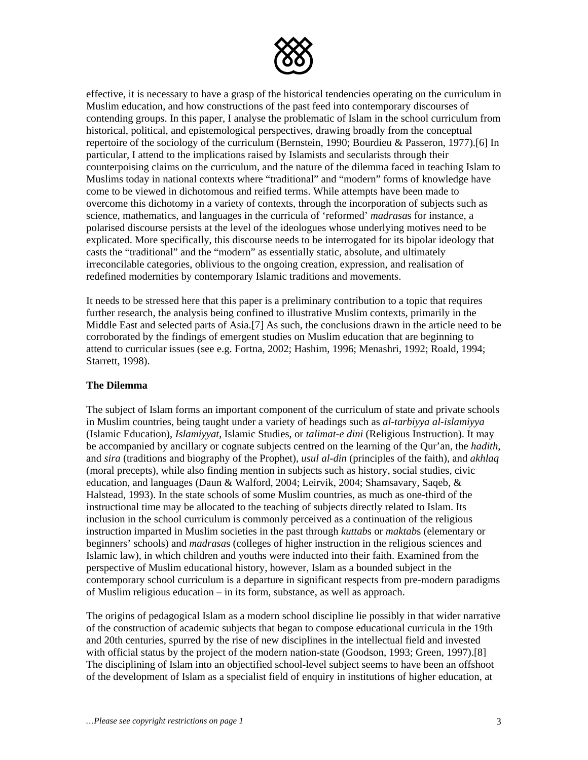effective, it is necessary to have a grasp of the historical tendencies operating on the curriculum in Muslim education, and how constructions of the past feed into contemporary discourses of contending groups. In this paper, I analyse the problematic of Islam in the school curriculum from historical, political, and epistemological perspectives, drawing broadly from the conceptual repertoire of the sociology of the curriculum (Bernstein, 1990; Bourdieu & Passeron, 1977).[6] In particular, I attend to the implications raised by Islamists and secularists through their counterpoising claims on the curriculum, and the nature of the dilemma faced in teaching Islam to Muslims today in national contexts where "traditional" and "modern" forms of knowledge have come to be viewed in dichotomous and reified terms. While attempts have been made to overcome this dichotomy in a variety of contexts, through the incorporation of subjects such as science, mathematics, and languages in the curricula of 'reformed' *madrasa*s for instance, a polarised discourse persists at the level of the ideologues whose underlying motives need to be explicated. More specifically, this discourse needs to be interrogated for its bipolar ideology that casts the "traditional" and the "modern" as essentially static, absolute, and ultimately irreconcilable categories, oblivious to the ongoing creation, expression, and realisation of redefined modernities by contemporary Islamic traditions and movements.

It needs to be stressed here that this paper is a preliminary contribution to a topic that requires further research, the analysis being confined to illustrative Muslim contexts, primarily in the Middle East and selected parts of Asia.[7] As such, the conclusions drawn in the article need to be corroborated by the findings of emergent studies on Muslim education that are beginning to attend to curricular issues (see e.g. Fortna, 2002; Hashim, 1996; Menashri, 1992; Roald, 1994; Starrett, 1998).

**The Dilemma**

The subject of Islam forms an important component of the curriculum of state and private schools in Muslim countries, being taught under a variety of headings such as *al-tarbiyya al-islamiyya* (Islamic Education), *Islamiyyat*, Islamic Studies, or *talimat-e dini* (Religious Instruction). It may be accompanied by ancillary or cognate subjects centred on the learning of the Qur'an, the *hadith*, and *sira* (traditions and biography of the Prophet), *usul al-din* (principles of the faith), and *akhlaq* (moral precepts), while also finding mention in subjects such as history, social studies, civic education, and languages (Daun & Walford, 2004; Leirvik, 2004; Shamsavary, Saqeb, & Halstead, 1993). In the state schools of some Muslim countries, as much as one-third of the instructional time may be allocated to the teaching of subjects directly related to Islam. Its inclusion in the school curriculum is commonly perceived as a continuation of the religious instruction imparted in Muslim societies in the past through *kuttab*s or *maktab*s (elementary or beginners' schools) and *madrasa*s (colleges of higher instruction in the religious sciences and Islamic law), in which children and youths were inducted into their faith. Examined from the perspective of Muslim educational history, however, Islam as a bounded subject in the contemporary school curriculum is a departure in significant respects from pre-modern paradigms of Muslim religious education – in its form, substance, as well as approach.

The origins of pedagogical Islam as a modern school discipline lie possibly in that wider narrative of the construction of academic subjects that began to compose educational curricula in the 19th and 20th centuries, spurred by the rise of new disciplines in the intellectual field and invested with official status by the project of the modern nation-state (Goodson, 1993; Green, 1997).[8] The disciplining of Islam into an objectified school-level subject seems to have been an offshoot of the development of Islam as a specialist field of enquiry in institutions of higher education, at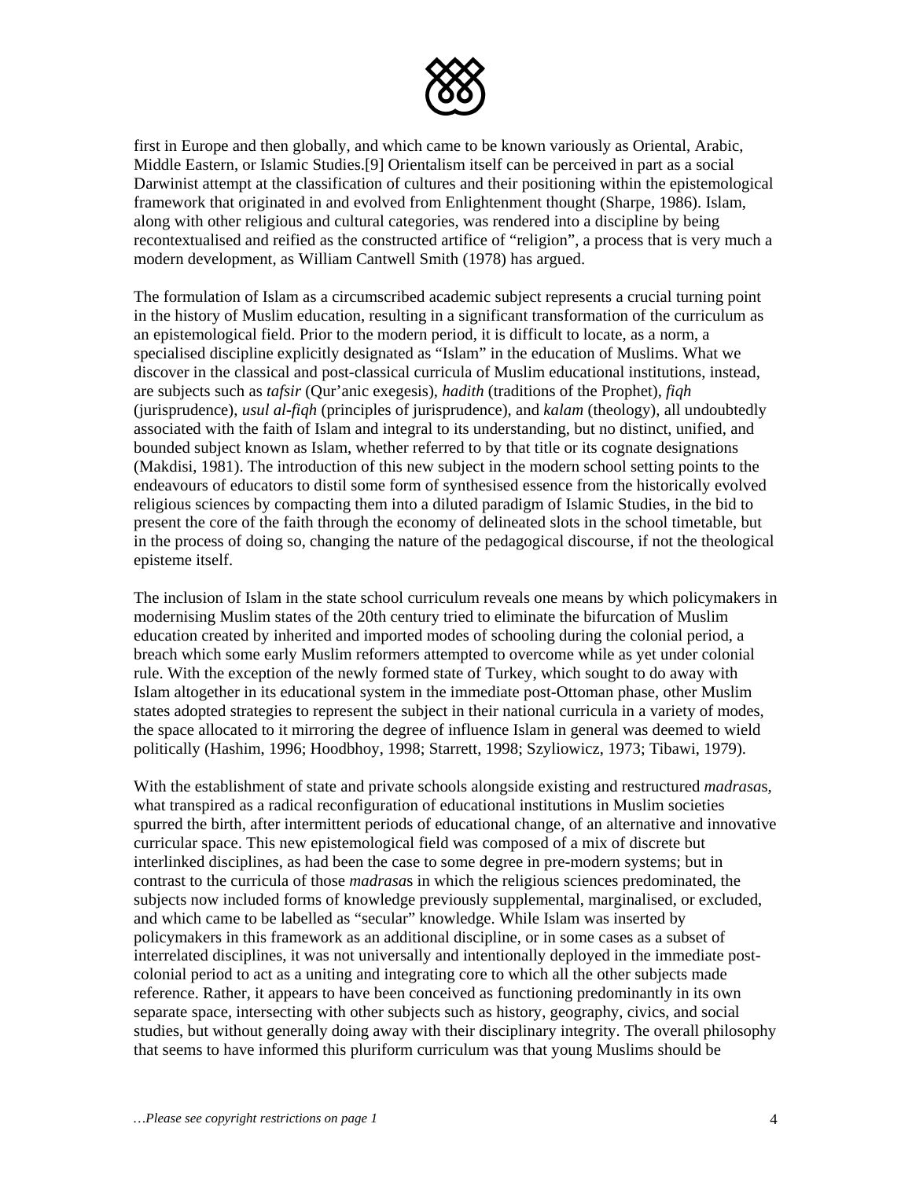first in Europe and then globally, and which came to be known variously as Oriental, Arabic, Middle Eastern, or Islamic Studies.[9] Orientalism itself can be perceived in part as a social Darwinist attempt at the classification of cultures and their positioning within the epistemological framework that originated in and evolved from Enlightenment thought (Sharpe, 1986). Islam, along with other religious and cultural categories, was rendered into a discipline by being recontextualised and reified as the constructed artifice of "religion", a process that is very much a modern development, as William Cantwell Smith (1978) has argued.

The formulation of Islam as a circumscribed academic subject represents a crucial turning point in the history of Muslim education, resulting in a significant transformation of the curriculum as an epistemological field. Prior to the modern period, it is difficult to locate, as a norm, a specialised discipline explicitly designated as "Islam" in the education of Muslims. What we discover in the classical and post-classical curricula of Muslim educational institutions, instead, are subjects such as *tafsir* (Qur'anic exegesis), *hadith* (traditions of the Prophet), *fiqh* (jurisprudence), *usul al-fiqh* (principles of jurisprudence), and *kalam* (theology), all undoubtedly associated with the faith of Islam and integral to its understanding, but no distinct, unified, and bounded subject known as Islam, whether referred to by that title or its cognate designations (Makdisi, 1981). The introduction of this new subject in the modern school setting points to the endeavours of educators to distil some form of synthesised essence from the historically evolved religious sciences by compacting them into a diluted paradigm of Islamic Studies, in the bid to present the core of the faith through the economy of delineated slots in the school timetable, but in the process of doing so, changing the nature of the pedagogical discourse, if not the theological episteme itself.

The inclusion of Islam in the state school curriculum reveals one means by which policymakers in modernising Muslim states of the 20th century tried to eliminate the bifurcation of Muslim education created by inherited and imported modes of schooling during the colonial period, a breach which some early Muslim reformers attempted to overcome while as yet under colonial rule. With the exception of the newly formed state of Turkey, which sought to do away with Islam altogether in its educational system in the immediate post-Ottoman phase, other Muslim states adopted strategies to represent the subject in their national curricula in a variety of modes, the space allocated to it mirroring the degree of influence Islam in general was deemed to wield politically (Hashim, 1996; Hoodbhoy, 1998; Starrett, 1998; Szyliowicz, 1973; Tibawi, 1979).

With the establishment of state and private schools alongside existing and restructured *madrasa*s, what transpired as a radical reconfiguration of educational institutions in Muslim societies spurred the birth, after intermittent periods of educational change, of an alternative and innovative curricular space. This new epistemological field was composed of a mix of discrete but interlinked disciplines, as had been the case to some degree in pre-modern systems; but in contrast to the curricula of those *madrasa*s in which the religious sciences predominated, the subjects now included forms of knowledge previously supplemental, marginalised, or excluded, and which came to be labelled as "secular" knowledge. While Islam was inserted by policymakers in this framework as an additional discipline, or in some cases as a subset of interrelated disciplines, it was not universally and intentionally deployed in the immediate post-colonial period to act as a uniting and integrating core to which all the other subjects made reference. Rather, it appears to have been conceived as functioning predominantly in its own separate space, intersecting with other subjects such as history, geography, civics, and social studies, but without generally doing away with their disciplinary integrity. The overall philosophy that seems to have informed this pluriform curriculum was that young Muslims should be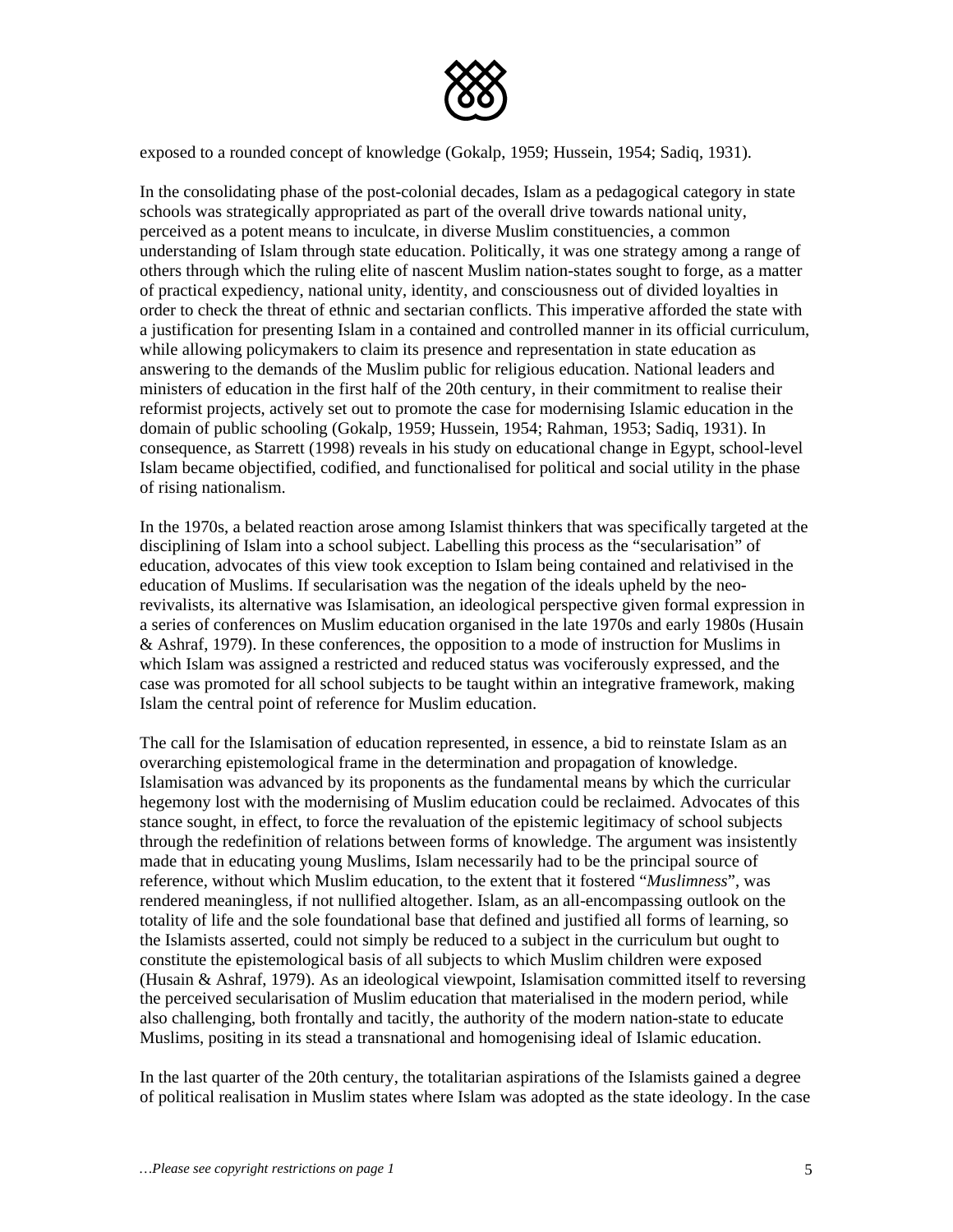exposed to a rounded concept of knowledge (Gokalp, 1959; Hussein, 1954; Sadiq, 1931).

In the consolidating phase of the post-colonial decades, Islam as a pedagogical category in state schools was strategically appropriated as part of the overall drive towards national unity, perceived as a potent means to inculcate, in diverse Muslim constituencies, a common understanding of Islam through state education. Politically, it was one strategy among a range of others through which the ruling elite of nascent Muslim nation-states sought to forge, as a matter of practical expediency, national unity, identity, and consciousness out of divided loyalties in order to check the threat of ethnic and sectarian conflicts. This imperative afforded the state with a justification for presenting Islam in a contained and controlled manner in its official curriculum, while allowing policymakers to claim its presence and representation in state education as answering to the demands of the Muslim public for religious education. National leaders and ministers of education in the first half of the 20th century, in their commitment to realise their reformist projects, actively set out to promote the case for modernising Islamic education in the domain of public schooling (Gokalp, 1959; Hussein, 1954; Rahman, 1953; Sadiq, 1931). In consequence, as Starrett (1998) reveals in his study on educational change in Egypt, school-level Islam became objectified, codified, and functionalised for political and social utility in the phase of rising nationalism.

In the 1970s, a belated reaction arose among Islamist thinkers that was specifically targeted at the disciplining of Islam into a school subject. Labelling this process as the "secularisation" of education, advocates of this view took exception to Islam being contained and relativised in the education of Muslims. If secularisation was the negation of the ideals upheld by the neo-revivalists, its alternative was Islamisation, an ideological perspective given formal expression in a series of conferences on Muslim education organised in the late 1970s and early 1980s (Husain & Ashraf, 1979). In these conferences, the opposition to a mode of instruction for Muslims in which Islam was assigned a restricted and reduced status was vociferously expressed, and the case was promoted for all school subjects to be taught within an integrative framework, making Islam the central point of reference for Muslim education.

The call for the Islamisation of education represented, in essence, a bid to reinstate Islam as an overarching epistemological frame in the determination and propagation of knowledge. Islamisation was advanced by its proponents as the fundamental means by which the curricular hegemony lost with the modernising of Muslim education could be reclaimed. Advocates of this stance sought, in effect, to force the revaluation of the epistemic legitimacy of school subjects through the redefinition of relations between forms of knowledge. The argument was insistently made that in educating young Muslims, Islam necessarily had to be the principal source of reference, without which Muslim education, to the extent that it fostered "*Muslimness*", was rendered meaningless, if not nullified altogether. Islam, as an all-encompassing outlook on the totality of life and the sole foundational base that defined and justified all forms of learning, so the Islamists asserted, could not simply be reduced to a subject in the curriculum but ought to constitute the epistemological basis of all subjects to which Muslim children were exposed (Husain & Ashraf, 1979). As an ideological viewpoint, Islamisation committed itself to reversing the perceived secularisation of Muslim education that materialised in the modern period, while also challenging, both frontally and tacitly, the authority of the modern nation-state to educate Muslims, positing in its stead a transnational and homogenising ideal of Islamic education.

In the last quarter of the 20th century, the totalitarian aspirations of the Islamists gained a degree of political realisation in Muslim states where Islam was adopted as the state ideology. In the case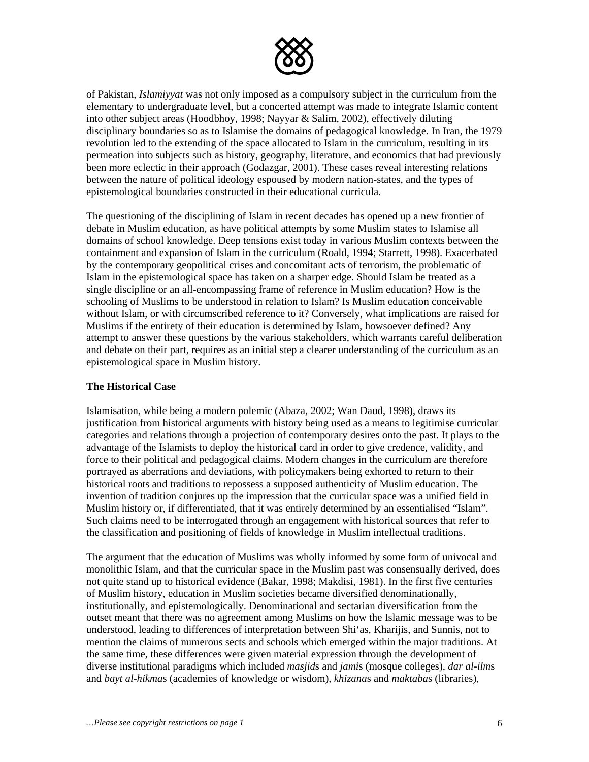of Pakistan, *Islamiyyat* was not only imposed as a compulsory subject in the curriculum from the elementary to undergraduate level, but a concerted attempt was made to integrate Islamic content into other subject areas (Hoodbhoy, 1998; Nayyar & Salim, 2002), effectively diluting disciplinary boundaries so as to Islamise the domains of pedagogical knowledge. In Iran, the 1979 revolution led to the extending of the space allocated to Islam in the curriculum, resulting in its permeation into subjects such as history, geography, literature, and economics that had previously been more eclectic in their approach (Godazgar, 2001). These cases reveal interesting relations between the nature of political ideology espoused by modern nation-states, and the types of epistemological boundaries constructed in their educational curricula.

The questioning of the disciplining of Islam in recent decades has opened up a new frontier of debate in Muslim education, as have political attempts by some Muslim states to Islamise all domains of school knowledge. Deep tensions exist today in various Muslim contexts between the containment and expansion of Islam in the curriculum (Roald, 1994; Starrett, 1998). Exacerbated by the contemporary geopolitical crises and concomitant acts of terrorism, the problematic of Islam in the epistemological space has taken on a sharper edge. Should Islam be treated as a single discipline or an all-encompassing frame of reference in Muslim education? How is the schooling of Muslims to be understood in relation to Islam? Is Muslim education conceivable without Islam, or with circumscribed reference to it? Conversely, what implications are raised for Muslims if the entirety of their education is determined by Islam, howsoever defined? Any attempt to answer these questions by the various stakeholders, which warrants careful deliberation and debate on their part, requires as an initial step a clearer understanding of the curriculum as an epistemological space in Muslim history.

**The Historical Case**

Islamisation, while being a modern polemic (Abaza, 2002; Wan Daud, 1998), draws its justification from historical arguments with history being used as a means to legitimise curricular categories and relations through a projection of contemporary desires onto the past. It plays to the advantage of the Islamists to deploy the historical card in order to give credence, validity, and force to their political and pedagogical claims. Modern changes in the curriculum are therefore portrayed as aberrations and deviations, with policymakers being exhorted to return to their historical roots and traditions to repossess a supposed authenticity of Muslim education. The invention of tradition conjures up the impression that the curricular space was a unified field in Muslim history or, if differentiated, that it was entirely determined by an essentialised "Islam". Such claims need to be interrogated through an engagement with historical sources that refer to the classification and positioning of fields of knowledge in Muslim intellectual traditions.

The argument that the education of Muslims was wholly informed by some form of univocal and monolithic Islam, and that the curricular space in the Muslim past was consensually derived, does not quite stand up to historical evidence (Bakar, 1998; Makdisi, 1981). In the first five centuries of Muslim history, education in Muslim societies became diversified denominationally, institutionally, and epistemologically. Denominational and sectarian diversification from the outset meant that there was no agreement among Muslims on how the Islamic message was to be understood, leading to differences of interpretation between Shi'as, Kharijis, and Sunnis, not to mention the claims of numerous sects and schools which emerged within the major traditions. At the same time, these differences were given material expression through the development of diverse institutional paradigms which included *masjid*s and *jami*s (mosque colleges), *dar al-ilm*s and *bayt al-hikma*s (academies of knowledge or wisdom), *khizana*s and *maktaba*s (libraries),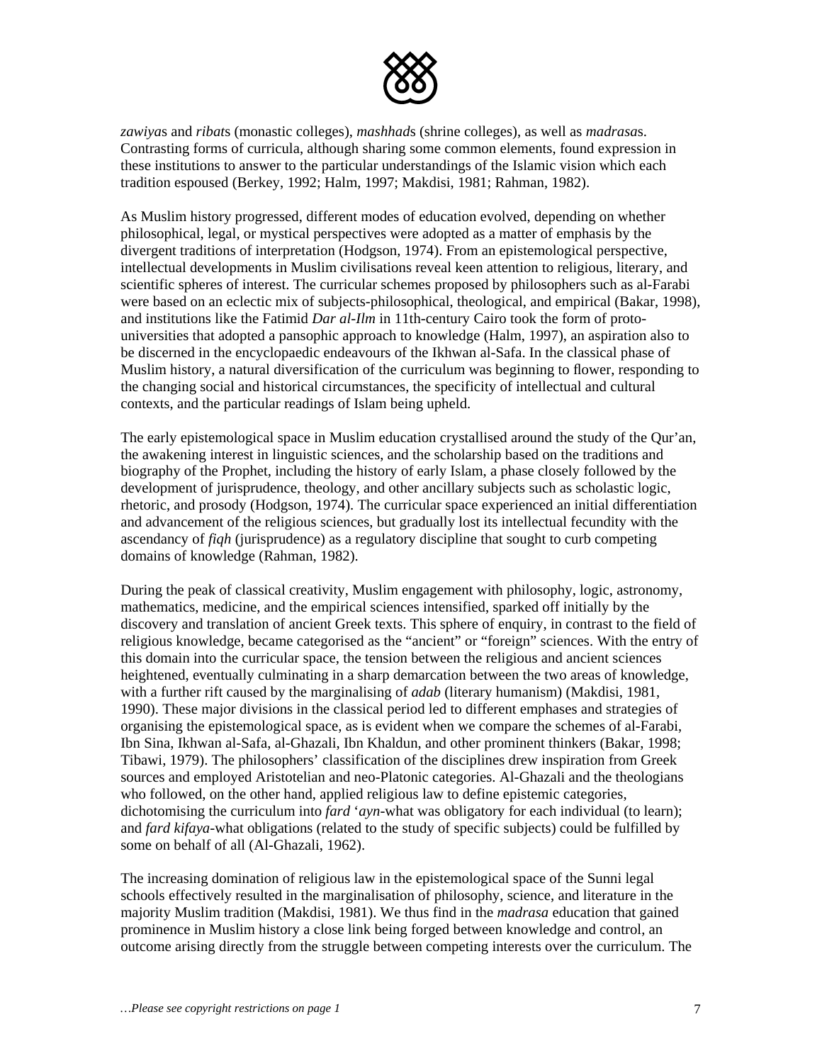*zawiya*s and *ribat*s (monastic colleges), *mashhad*s (shrine colleges), as well as *madrasa*s. Contrasting forms of curricula, although sharing some common elements, found expression in these institutions to answer to the particular understandings of the Islamic vision which each tradition espoused (Berkey, 1992; Halm, 1997; Makdisi, 1981; Rahman, 1982).

As Muslim history progressed, different modes of education evolved, depending on whether philosophical, legal, or mystical perspectives were adopted as a matter of emphasis by the divergent traditions of interpretation (Hodgson, 1974). From an epistemological perspective, intellectual developments in Muslim civilisations reveal keen attention to religious, literary, and scientific spheres of interest. The curricular schemes proposed by philosophers such as al-Farabi were based on an eclectic mix of subjects-philosophical, theological, and empirical (Bakar, 1998), and institutions like the Fatimid *Dar al-Ilm* in 11th-century Cairo took the form of proto-universities that adopted a pansophic approach to knowledge (Halm, 1997), an aspiration also to be discerned in the encyclopaedic endeavours of the Ikhwan al-Safa. In the classical phase of Muslim history, a natural diversification of the curriculum was beginning to flower, responding to the changing social and historical circumstances, the specificity of intellectual and cultural contexts, and the particular readings of Islam being upheld.

The early epistemological space in Muslim education crystallised around the study of the Qur'an, the awakening interest in linguistic sciences, and the scholarship based on the traditions and biography of the Prophet, including the history of early Islam, a phase closely followed by the development of jurisprudence, theology, and other ancillary subjects such as scholastic logic, rhetoric, and prosody (Hodgson, 1974). The curricular space experienced an initial differentiation and advancement of the religious sciences, but gradually lost its intellectual fecundity with the ascendancy of *fiqh* (jurisprudence) as a regulatory discipline that sought to curb competing domains of knowledge (Rahman, 1982).

During the peak of classical creativity, Muslim engagement with philosophy, logic, astronomy, mathematics, medicine, and the empirical sciences intensified, sparked off initially by the discovery and translation of ancient Greek texts. This sphere of enquiry, in contrast to the field of religious knowledge, became categorised as the "ancient" or "foreign" sciences. With the entry of this domain into the curricular space, the tension between the religious and ancient sciences heightened, eventually culminating in a sharp demarcation between the two areas of knowledge, with a further rift caused by the marginalising of *adab* (literary humanism) (Makdisi, 1981, 1990). These major divisions in the classical period led to different emphases and strategies of organising the epistemological space, as is evident when we compare the schemes of al-Farabi, Ibn Sina, Ikhwan al-Safa, al-Ghazali, Ibn Khaldun, and other prominent thinkers (Bakar, 1998; Tibawi, 1979). The philosophers' classification of the disciplines drew inspiration from Greek sources and employed Aristotelian and neo-Platonic categories. Al-Ghazali and the theologians who followed, on the other hand, applied religious law to define epistemic categories, dichotomising the curriculum into *fard 'ayn*-what was obligatory for each individual (to learn); and *fard kifaya*-what obligations (related to the study of specific subjects) could be fulfilled by some on behalf of all (Al-Ghazali, 1962).

The increasing domination of religious law in the epistemological space of the Sunni legal schools effectively resulted in the marginalisation of philosophy, science, and literature in the majority Muslim tradition (Makdisi, 1981). We thus find in the *madrasa* education that gained prominence in Muslim history a close link being forged between knowledge and control, an outcome arising directly from the struggle between competing interests over the curriculum. The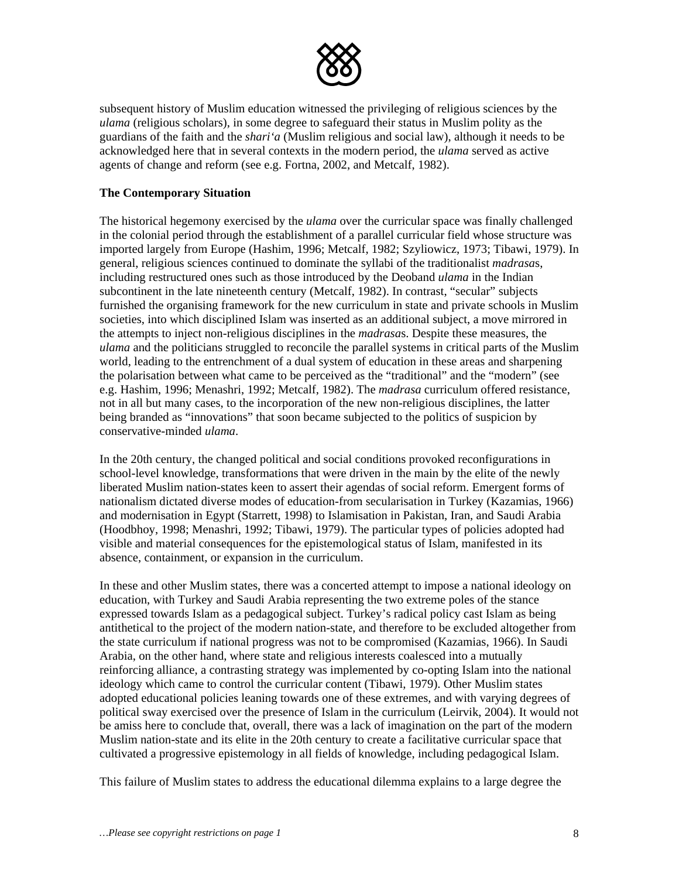subsequent history of Muslim education witnessed the privileging of religious sciences by the *ulama* (religious scholars), in some degree to safeguard their status in Muslim polity as the guardians of the faith and the *shari'a* (Muslim religious and social law), although it needs to be acknowledged here that in several contexts in the modern period, the *ulama* served as active agents of change and reform (see e.g. Fortna, 2002, and Metcalf, 1982).

**The Contemporary Situation**

The historical hegemony exercised by the *ulama* over the curricular space was finally challenged in the colonial period through the establishment of a parallel curricular field whose structure was imported largely from Europe (Hashim, 1996; Metcalf, 1982; Szyliowicz, 1973; Tibawi, 1979). In general, religious sciences continued to dominate the syllabi of the traditionalist *madrasa*s, including restructured ones such as those introduced by the Deoband *ulama* in the Indian subcontinent in the late nineteenth century (Metcalf, 1982). In contrast, "secular" subjects furnished the organising framework for the new curriculum in state and private schools in Muslim societies, into which disciplined Islam was inserted as an additional subject, a move mirrored in the attempts to inject non-religious disciplines in the *madrasa*s. Despite these measures, the *ulama* and the politicians struggled to reconcile the parallel systems in critical parts of the Muslim world, leading to the entrenchment of a dual system of education in these areas and sharpening the polarisation between what came to be perceived as the "traditional" and the "modern" (see e.g. Hashim, 1996; Menashri, 1992; Metcalf, 1982). The *madrasa* curriculum offered resistance, not in all but many cases, to the incorporation of the new non-religious disciplines, the latter being branded as "innovations" that soon became subjected to the politics of suspicion by conservative-minded *ulama*.

In the 20th century, the changed political and social conditions provoked reconfigurations in school-level knowledge, transformations that were driven in the main by the elite of the newly liberated Muslim nation-states keen to assert their agendas of social reform. Emergent forms of nationalism dictated diverse modes of education-from secularisation in Turkey (Kazamias, 1966) and modernisation in Egypt (Starrett, 1998) to Islamisation in Pakistan, Iran, and Saudi Arabia (Hoodbhoy, 1998; Menashri, 1992; Tibawi, 1979). The particular types of policies adopted had visible and material consequences for the epistemological status of Islam, manifested in its absence, containment, or expansion in the curriculum.

In these and other Muslim states, there was a concerted attempt to impose a national ideology on education, with Turkey and Saudi Arabia representing the two extreme poles of the stance expressed towards Islam as a pedagogical subject. Turkey's radical policy cast Islam as being antithetical to the project of the modern nation-state, and therefore to be excluded altogether from the state curriculum if national progress was not to be compromised (Kazamias, 1966). In Saudi Arabia, on the other hand, where state and religious interests coalesced into a mutually reinforcing alliance, a contrasting strategy was implemented by co-opting Islam into the national ideology which came to control the curricular content (Tibawi, 1979). Other Muslim states adopted educational policies leaning towards one of these extremes, and with varying degrees of political sway exercised over the presence of Islam in the curriculum (Leirvik, 2004). It would not be amiss here to conclude that, overall, there was a lack of imagination on the part of the modern Muslim nation-state and its elite in the 20th century to create a facilitative curricular space that cultivated a progressive epistemology in all fields of knowledge, including pedagogical Islam.

This failure of Muslim states to address the educational dilemma explains to a large degree the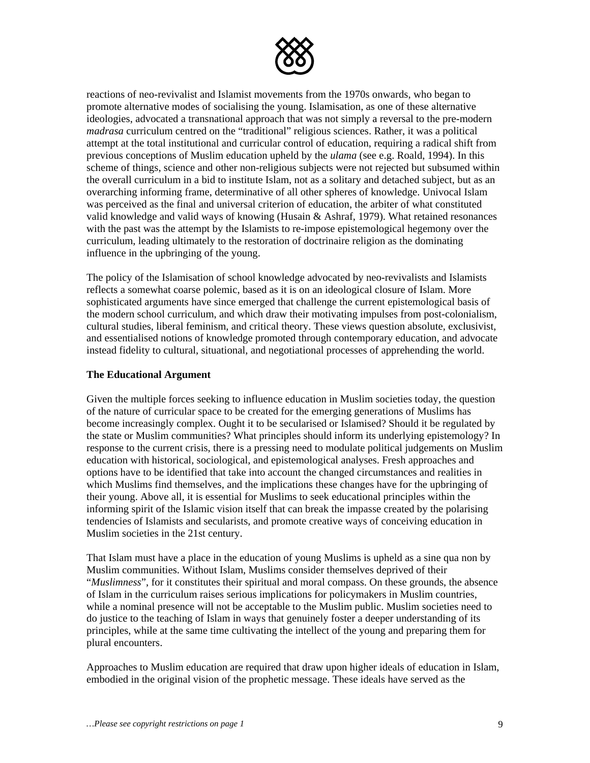reactions of neo-revivalist and Islamist movements from the 1970s onwards, who began to promote alternative modes of socialising the young. Islamisation, as one of these alternative ideologies, advocated a transnational approach that was not simply a reversal to the pre-modern *madrasa* curriculum centred on the "traditional" religious sciences. Rather, it was a political attempt at the total institutional and curricular control of education, requiring a radical shift from previous conceptions of Muslim education upheld by the *ulama* (see e.g. Roald, 1994). In this scheme of things, science and other non-religious subjects were not rejected but subsumed within the overall curriculum in a bid to institute Islam, not as a solitary and detached subject, but as an overarching informing frame, determinative of all other spheres of knowledge. Univocal Islam was perceived as the final and universal criterion of education, the arbiter of what constituted valid knowledge and valid ways of knowing (Husain & Ashraf, 1979). What retained resonances with the past was the attempt by the Islamists to re-impose epistemological hegemony over the curriculum, leading ultimately to the restoration of doctrinaire religion as the dominating influence in the upbringing of the young.

The policy of the Islamisation of school knowledge advocated by neo-revivalists and Islamists reflects a somewhat coarse polemic, based as it is on an ideological closure of Islam. More sophisticated arguments have since emerged that challenge the current epistemological basis of the modern school curriculum, and which draw their motivating impulses from post-colonialism, cultural studies, liberal feminism, and critical theory. These views question absolute, exclusivist, and essentialised notions of knowledge promoted through contemporary education, and advocate instead fidelity to cultural, situational, and negotiational processes of apprehending the world.

**The Educational Argument**

Given the multiple forces seeking to influence education in Muslim societies today, the question of the nature of curricular space to be created for the emerging generations of Muslims has become increasingly complex. Ought it to be secularised or Islamised? Should it be regulated by the state or Muslim communities? What principles should inform its underlying epistemology? In response to the current crisis, there is a pressing need to modulate political judgements on Muslim education with historical, sociological, and epistemological analyses. Fresh approaches and options have to be identified that take into account the changed circumstances and realities in which Muslims find themselves, and the implications these changes have for the upbringing of their young. Above all, it is essential for Muslims to seek educational principles within the informing spirit of the Islamic vision itself that can break the impasse created by the polarising tendencies of Islamists and secularists, and promote creative ways of conceiving education in Muslim societies in the 21st century.

That Islam must have a place in the education of young Muslims is upheld as a sine qua non by Muslim communities. Without Islam, Muslims consider themselves deprived of their "*Muslimness*", for it constitutes their spiritual and moral compass. On these grounds, the absence of Islam in the curriculum raises serious implications for policymakers in Muslim countries, while a nominal presence will not be acceptable to the Muslim public. Muslim societies need to do justice to the teaching of Islam in ways that genuinely foster a deeper understanding of its principles, while at the same time cultivating the intellect of the young and preparing them for plural encounters.

Approaches to Muslim education are required that draw upon higher ideals of education in Islam, embodied in the original vision of the prophetic message. These ideals have served as the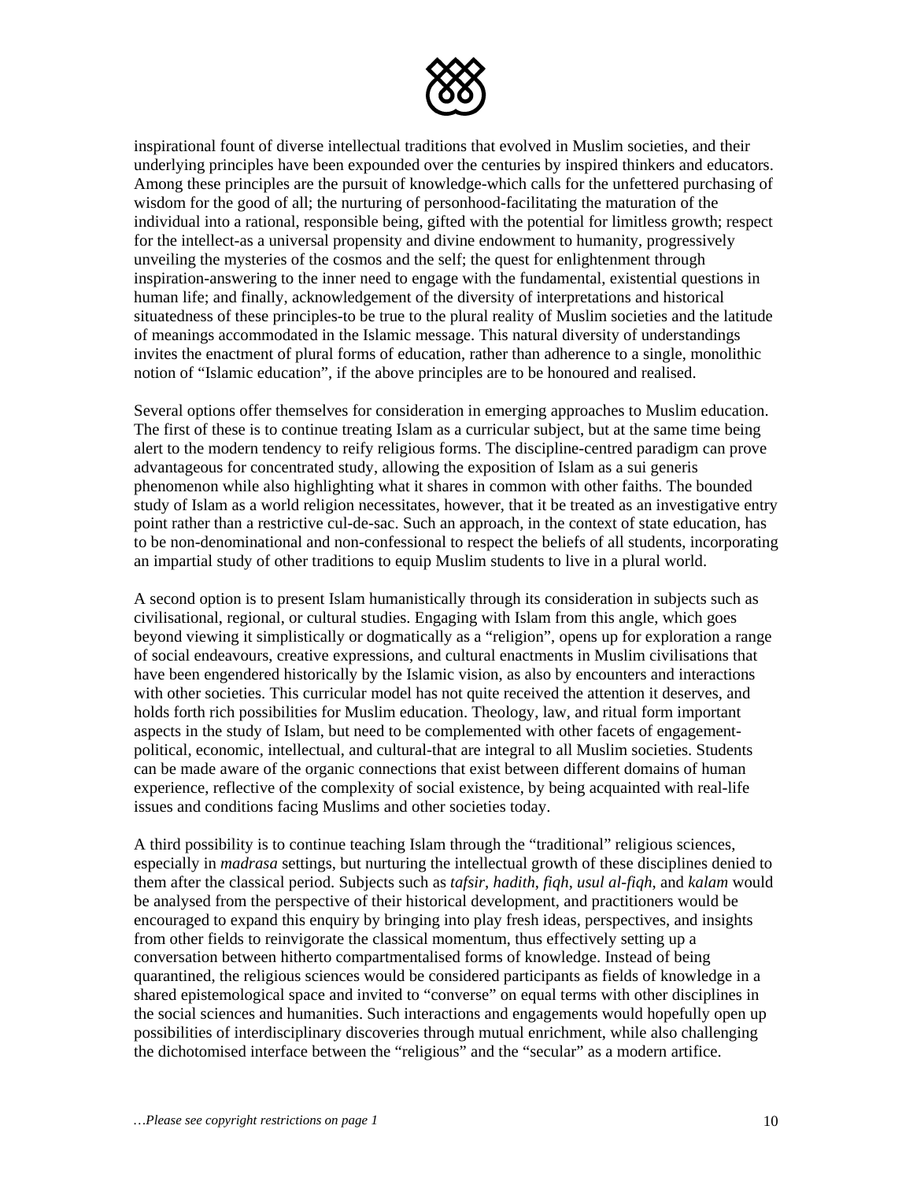inspirational fount of diverse intellectual traditions that evolved in Muslim societies, and their underlying principles have been expounded over the centuries by inspired thinkers and educators. Among these principles are the pursuit of knowledge-which calls for the unfettered purchasing of wisdom for the good of all; the nurturing of personhood-facilitating the maturation of the individual into a rational, responsible being, gifted with the potential for limitless growth; respect for the intellect-as a universal propensity and divine endowment to humanity, progressively unveiling the mysteries of the cosmos and the self; the quest for enlightenment through inspiration-answering to the inner need to engage with the fundamental, existential questions in human life; and finally, acknowledgement of the diversity of interpretations and historical situatedness of these principles-to be true to the plural reality of Muslim societies and the latitude of meanings accommodated in the Islamic message. This natural diversity of understandings invites the enactment of plural forms of education, rather than adherence to a single, monolithic notion of "Islamic education", if the above principles are to be honoured and realised.

Several options offer themselves for consideration in emerging approaches to Muslim education. The first of these is to continue treating Islam as a curricular subject, but at the same time being alert to the modern tendency to reify religious forms. The discipline-centred paradigm can prove advantageous for concentrated study, allowing the exposition of Islam as a sui generis phenomenon while also highlighting what it shares in common with other faiths. The bounded study of Islam as a world religion necessitates, however, that it be treated as an investigative entry point rather than a restrictive cul-de-sac. Such an approach, in the context of state education, has to be non-denominational and non-confessional to respect the beliefs of all students, incorporating an impartial study of other traditions to equip Muslim students to live in a plural world.

A second option is to present Islam humanistically through its consideration in subjects such as civilisational, regional, or cultural studies. Engaging with Islam from this angle, which goes beyond viewing it simplistically or dogmatically as a "religion", opens up for exploration a range of social endeavours, creative expressions, and cultural enactments in Muslim civilisations that have been engendered historically by the Islamic vision, as also by encounters and interactions with other societies. This curricular model has not quite received the attention it deserves, and holds forth rich possibilities for Muslim education. Theology, law, and ritual form important aspects in the study of Islam, but need to be complemented with other facets of engagement-political, economic, intellectual, and cultural-that are integral to all Muslim societies. Students can be made aware of the organic connections that exist between different domains of human experience, reflective of the complexity of social existence, by being acquainted with real-life issues and conditions facing Muslims and other societies today.

A third possibility is to continue teaching Islam through the "traditional" religious sciences, especially in *madrasa* settings, but nurturing the intellectual growth of these disciplines denied to them after the classical period. Subjects such as *tafsir*, *hadith*, *fiqh*, *usul al-fiqh*, and *kalam* would be analysed from the perspective of their historical development, and practitioners would be encouraged to expand this enquiry by bringing into play fresh ideas, perspectives, and insights from other fields to reinvigorate the classical momentum, thus effectively setting up a conversation between hitherto compartmentalised forms of knowledge. Instead of being quarantined, the religious sciences would be considered participants as fields of knowledge in a shared epistemological space and invited to "converse" on equal terms with other disciplines in the social sciences and humanities. Such interactions and engagements would hopefully open up possibilities of interdisciplinary discoveries through mutual enrichment, while also challenging the dichotomised interface between the "religious" and the "secular" as a modern artifice.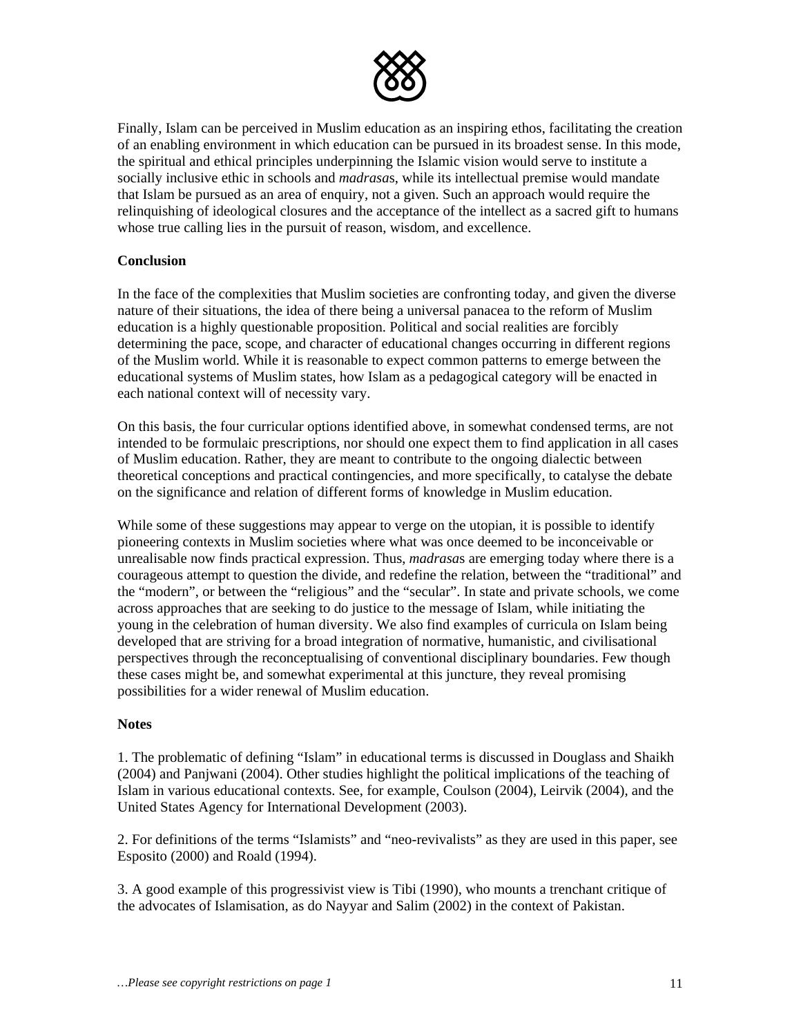Finally, Islam can be perceived in Muslim education as an inspiring ethos, facilitating the creation of an enabling environment in which education can be pursued in its broadest sense. In this mode, the spiritual and ethical principles underpinning the Islamic vision would serve to institute a socially inclusive ethic in schools and *madrasa*s, while its intellectual premise would mandate that Islam be pursued as an area of enquiry, not a given. Such an approach would require the relinquishing of ideological closures and the acceptance of the intellect as a sacred gift to humans whose true calling lies in the pursuit of reason, wisdom, and excellence.

**Conclusion**

In the face of the complexities that Muslim societies are confronting today, and given the diverse nature of their situations, the idea of there being a universal panacea to the reform of Muslim education is a highly questionable proposition. Political and social realities are forcibly determining the pace, scope, and character of educational changes occurring in different regions of the Muslim world. While it is reasonable to expect common patterns to emerge between the educational systems of Muslim states, how Islam as a pedagogical category will be enacted in each national context will of necessity vary.

On this basis, the four curricular options identified above, in somewhat condensed terms, are not intended to be formulaic prescriptions, nor should one expect them to find application in all cases of Muslim education. Rather, they are meant to contribute to the ongoing dialectic between theoretical conceptions and practical contingencies, and more specifically, to catalyse the debate on the significance and relation of different forms of knowledge in Muslim education.

While some of these suggestions may appear to verge on the utopian, it is possible to identify pioneering contexts in Muslim societies where what was once deemed to be inconceivable or unrealisable now finds practical expression. Thus, *madrasa*s are emerging today where there is a courageous attempt to question the divide, and redefine the relation, between the "traditional" and the "modern", or between the "religious" and the "secular". In state and private schools, we come across approaches that are seeking to do justice to the message of Islam, while initiating the young in the celebration of human diversity. We also find examples of curricula on Islam being developed that are striving for a broad integration of normative, humanistic, and civilisational perspectives through the reconceptualising of conventional disciplinary boundaries. Few though these cases might be, and somewhat experimental at this juncture, they reveal promising possibilities for a wider renewal of Muslim education.

**Notes**

1. The problematic of defining "Islam" in educational terms is discussed in Douglass and Shaikh (2004) and Panjwani (2004). Other studies highlight the political implications of the teaching of Islam in various educational contexts. See, for example, Coulson (2004), Leirvik (2004), and the United States Agency for International Development (2003).

2. For definitions of the terms "Islamists" and "neo-revivalists" as they are used in this paper, see Esposito (2000) and Roald (1994).

3. A good example of this progressivist view is Tibi (1990), who mounts a trenchant critique of the advocates of Islamisation, as do Nayyar and Salim (2002) in the context of Pakistan.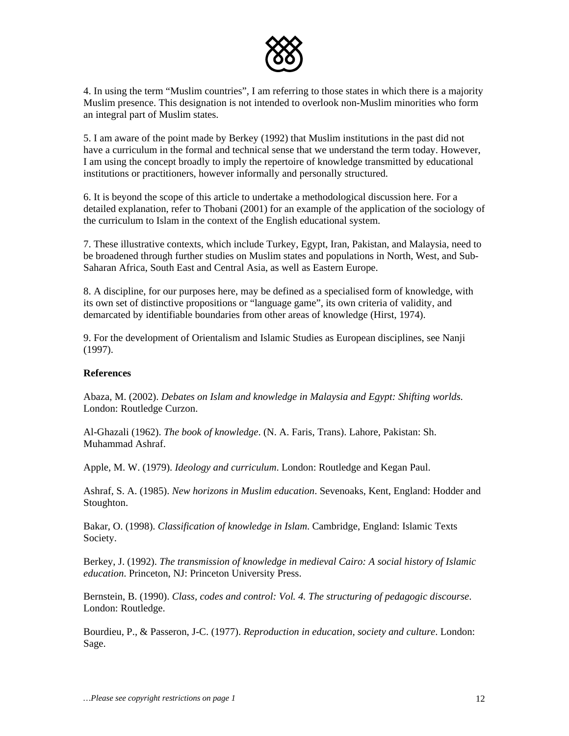4. In using the term "Muslim countries", I am referring to those states in which there is a majority Muslim presence. This designation is not intended to overlook non-Muslim minorities who form an integral part of Muslim states.

5. I am aware of the point made by Berkey (1992) that Muslim institutions in the past did not have a curriculum in the formal and technical sense that we understand the term today. However, I am using the concept broadly to imply the repertoire of knowledge transmitted by educational institutions or practitioners, however informally and personally structured.

6. It is beyond the scope of this article to undertake a methodological discussion here. For a detailed explanation, refer to Thobani (2001) for an example of the application of the sociology of the curriculum to Islam in the context of the English educational system.

7. These illustrative contexts, which include Turkey, Egypt, Iran, Pakistan, and Malaysia, need to be broadened through further studies on Muslim states and populations in North, West, and Sub-Saharan Africa, South East and Central Asia, as well as Eastern Europe.

8. A discipline, for our purposes here, may be defined as a specialised form of knowledge, with its own set of distinctive propositions or "language game", its own criteria of validity, and demarcated by identifiable boundaries from other areas of knowledge (Hirst, 1974).

9. For the development of Orientalism and Islamic Studies as European disciplines, see Nanji (1997).

**References**

Abaza, M. (2002). *Debates on Islam and knowledge in Malaysia and Egypt: Shifting worlds*. London: Routledge Curzon.

Al-Ghazali (1962). *The book of knowledge*. (N. A. Faris, Trans). Lahore, Pakistan: Sh. Muhammad Ashraf.

Apple, M. W. (1979). *Ideology and curriculum*. London: Routledge and Kegan Paul.

Ashraf, S. A. (1985). *New horizons in Muslim education*. Sevenoaks, Kent, England: Hodder and Stoughton.

Bakar, O. (1998). *Classification of knowledge in Islam*. Cambridge, England: Islamic Texts Society.

Berkey, J. (1992). *The transmission of knowledge in medieval Cairo: A social history of Islamic education*. Princeton, NJ: Princeton University Press.

Bernstein, B. (1990). *Class, codes and control: Vol. 4. The structuring of pedagogic discourse*. London: Routledge.

Bourdieu, P., & Passeron, J-C. (1977). *Reproduction in education, society and culture*. London: Sage.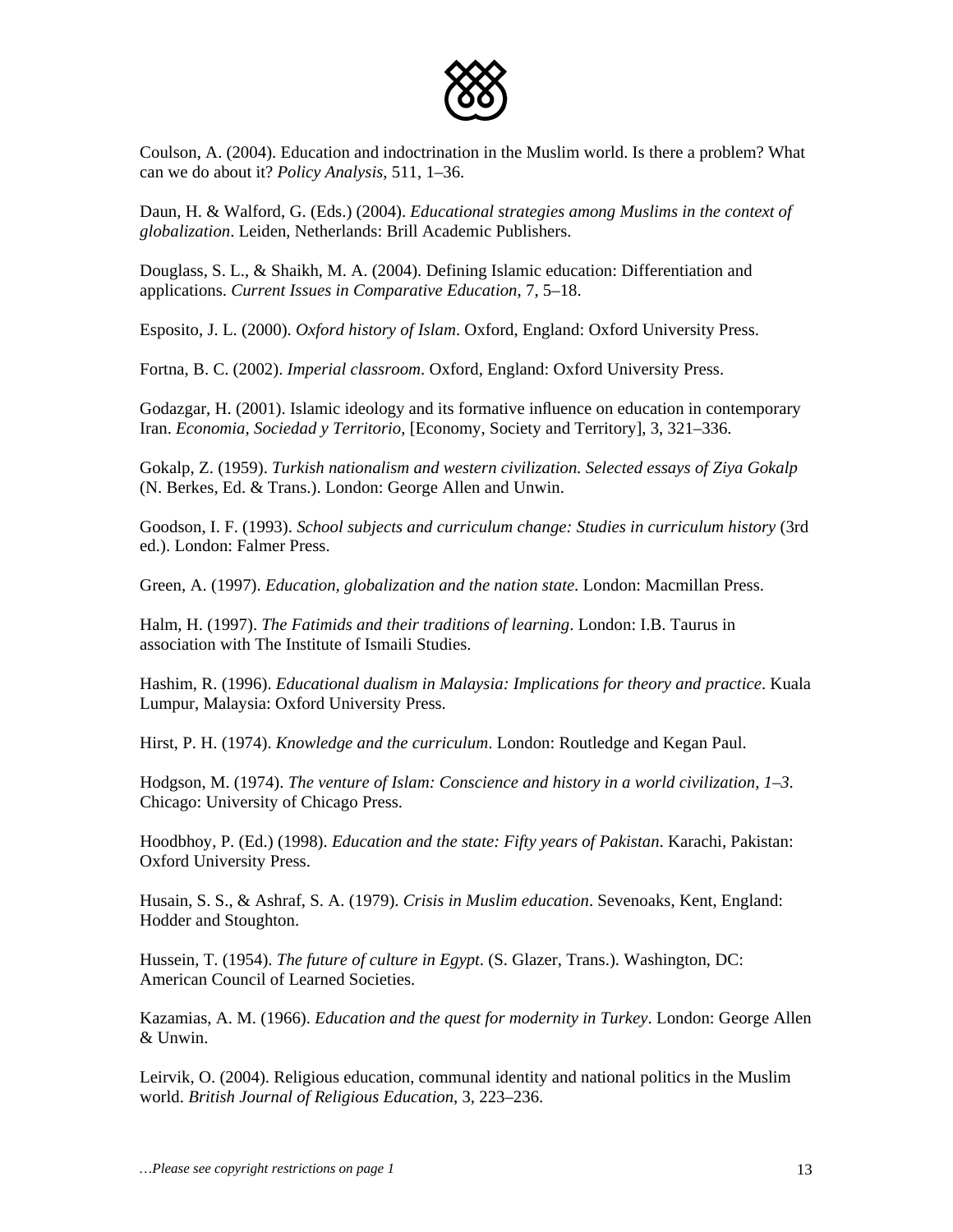Coulson, A. (2004). Education and indoctrination in the Muslim world. Is there a problem? What can we do about it? *Policy Analysis*, 511, 1–36.

Daun, H. & Walford, G. (Eds.) (2004). *Educational strategies among Muslims in the context of globalization*. Leiden, Netherlands: Brill Academic Publishers.

Douglass, S. L., & Shaikh, M. A. (2004). Defining Islamic education: Differentiation and applications. *Current Issues in Comparative Education*, 7, 5–18.

Esposito, J. L. (2000). *Oxford history of Islam*. Oxford, England: Oxford University Press.

Fortna, B. C. (2002). *Imperial classroom*. Oxford, England: Oxford University Press.

Godazgar, H. (2001). Islamic ideology and its formative influence on education in contemporary Iran. *Economia, Sociedad y Territorio*, [Economy, Society and Territory], 3, 321–336.

Gokalp, Z. (1959). *Turkish nationalism and western civilization. Selected essays of Ziya Gokalp* (N. Berkes, Ed. & Trans.). London: George Allen and Unwin.

Goodson, I. F. (1993). *School subjects and curriculum change: Studies in curriculum history* (3rd ed.). London: Falmer Press.

Green, A. (1997). *Education, globalization and the nation state*. London: Macmillan Press.

Halm, H. (1997). *The Fatimids and their traditions of learning*. London: I.B. Taurus in association with The Institute of Ismaili Studies.

Hashim, R. (1996). *Educational dualism in Malaysia: Implications for theory and practice*. Kuala Lumpur, Malaysia: Oxford University Press.

Hirst, P. H. (1974). *Knowledge and the curriculum*. London: Routledge and Kegan Paul.

Hodgson, M. (1974). *The venture of Islam: Conscience and history in a world civilization, 1–3*. Chicago: University of Chicago Press.

Hoodbhoy, P. (Ed.) (1998). *Education and the state: Fifty years of Pakistan*. Karachi, Pakistan: Oxford University Press.

Husain, S. S., & Ashraf, S. A. (1979). *Crisis in Muslim education*. Sevenoaks, Kent, England: Hodder and Stoughton.

Hussein, T. (1954). *The future of culture in Egypt*. (S. Glazer, Trans.). Washington, DC: American Council of Learned Societies.

Kazamias, A. M. (1966). *Education and the quest for modernity in Turkey*. London: George Allen & Unwin.

Leirvik, O. (2004). Religious education, communal identity and national politics in the Muslim world. *British Journal of Religious Education*, 3, 223–236.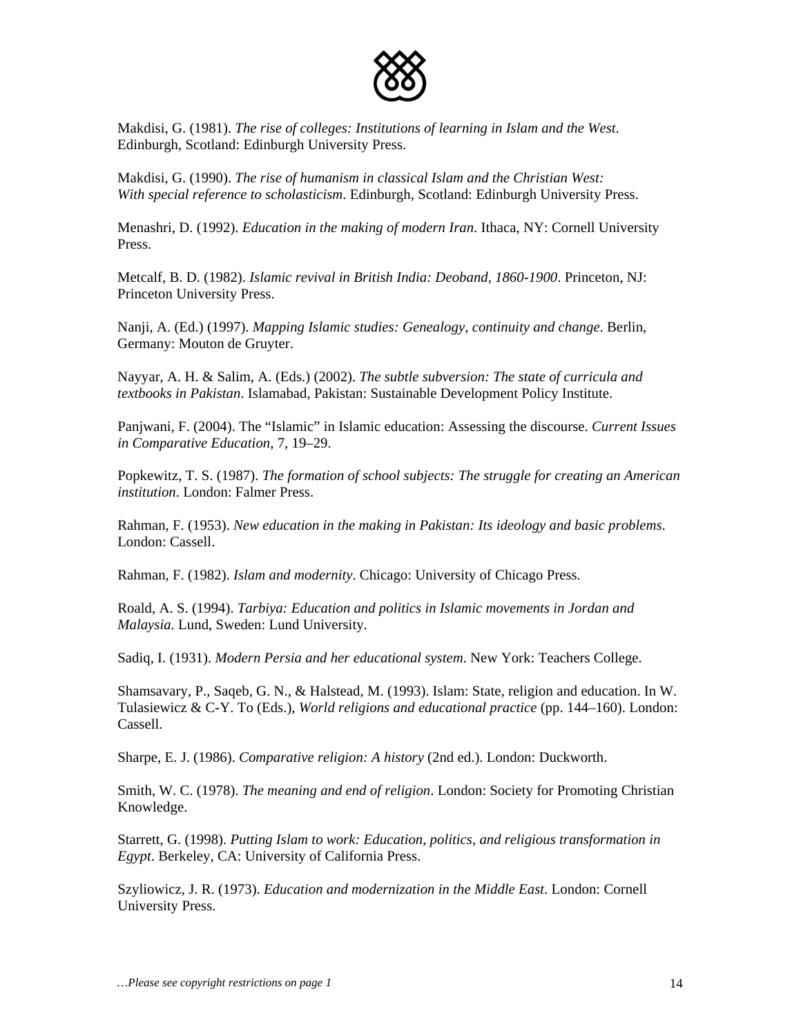Makdisi, G. (1981). *The rise of colleges: Institutions of learning in Islam and the West*. Edinburgh, Scotland: Edinburgh University Press.

Makdisi, G. (1990). *The rise of humanism in classical Islam and the Christian West: With special reference to scholasticism*. Edinburgh, Scotland: Edinburgh University Press.

Menashri, D. (1992). *Education in the making of modern Iran*. Ithaca, NY: Cornell University Press.

Metcalf, B. D. (1982). *Islamic revival in British India: Deoband, 1860-1900*. Princeton, NJ: Princeton University Press.

Nanji, A. (Ed.) (1997). *Mapping Islamic studies: Genealogy, continuity and change*. Berlin, Germany: Mouton de Gruyter.

Nayyar, A. H. & Salim, A. (Eds.) (2002). *The subtle subversion: The state of curricula and textbooks in Pakistan*. Islamabad, Pakistan: Sustainable Development Policy Institute.

Panjwani, F. (2004). The "Islamic" in Islamic education: Assessing the discourse. *Current Issues in Comparative Education*, 7, 19–29.

Popkewitz, T. S. (1987). *The formation of school subjects: The struggle for creating an American institution*. London: Falmer Press.

Rahman, F. (1953). *New education in the making in Pakistan: Its ideology and basic problems*. London: Cassell.

Rahman, F. (1982). *Islam and modernity*. Chicago: University of Chicago Press.

Roald, A. S. (1994). *Tarbiya: Education and politics in Islamic movements in Jordan and Malaysia.* Lund, Sweden: Lund University.

Sadiq, I. (1931). *Modern Persia and her educational system*. New York: Teachers College.

Shamsavary, P., Saqeb, G. N., & Halstead, M. (1993). Islam: State, religion and education. In W. Tulasiewicz & C-Y. To (Eds.), *World religions and educational practice* (pp. 144–160). London: Cassell.

Sharpe, E. J. (1986). *Comparative religion: A history* (2nd ed.). London: Duckworth.

Smith, W. C. (1978). *The meaning and end of religion*. London: Society for Promoting Christian Knowledge.

Starrett, G. (1998). *Putting Islam to work: Education, politics, and religious transformation in Egypt*. Berkeley, CA: University of California Press.

Szyliowicz, J. R. (1973). *Education and modernization in the Middle East*. London: Cornell University Press.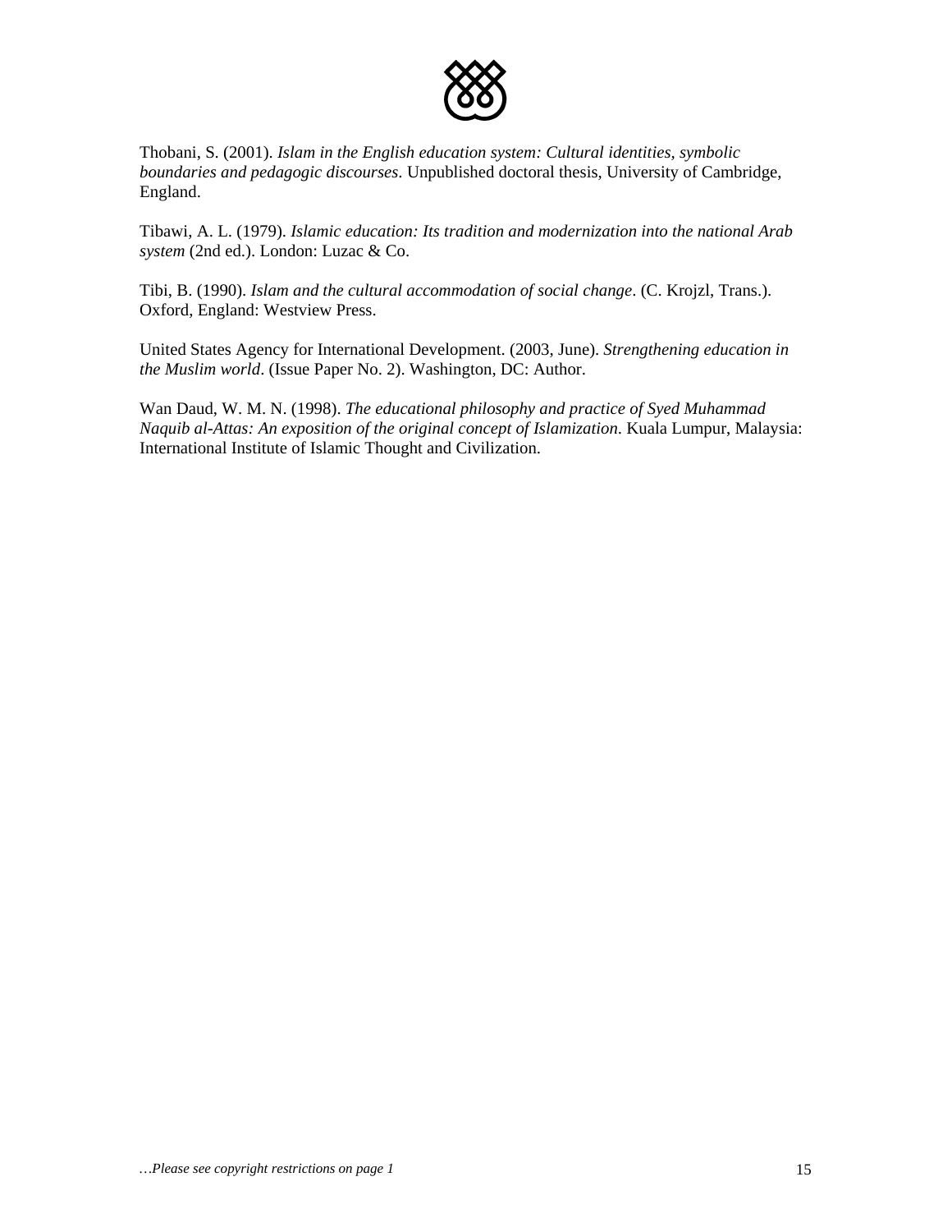Thobani, S. (2001). *Islam in the English education system: Cultural identities, symbolic boundaries and pedagogic discourses*. Unpublished doctoral thesis, University of Cambridge, England.

Tibawi, A. L. (1979). *Islamic education: Its tradition and modernization into the national Arab system* (2nd ed.). London: Luzac & Co.

Tibi, B. (1990). *Islam and the cultural accommodation of social change*. (C. Krojzl, Trans.). Oxford, England: Westview Press.

United States Agency for International Development. (2003, June). *Strengthening education in the Muslim world*. (Issue Paper No. 2). Washington, DC: Author.

Wan Daud, W. M. N. (1998). *The educational philosophy and practice of Syed Muhammad Naquib al-Attas: An exposition of the original concept of Islamization*. Kuala Lumpur, Malaysia: International Institute of Islamic Thought and Civilization.